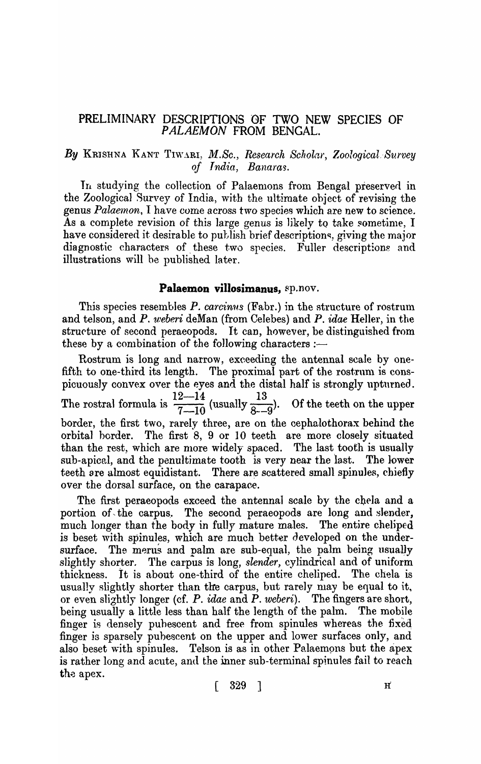# PRELIMINARY DESCRIPTIONS OF TWO NEW SPECIES OF *PALAEMON* FROM BENGAL.

*By* KRISHNA KANT TIWARI, *M.Sc., Research Scholar, Zoological Survey of India, Banaras.*

In studying the collection of Palaemons from Bengal preserved in the Zoological Survey of India, with the ultimate object of revising the genus *Palaemon*, I have come across two species which are new to science. As a complete revision of this large genus is likely to take sometime, I have considered it desirable to publish brief descriptions, giving the major diagnostic characters of these two species. Fuller descriptions and illustrations will be published later.

### Palaemon villosimanus, sp.nov.

This species resembles *P. carcinus* (Fabr.) in the structure of rostrum and telson, and *P. weberi* deMan (from Celebes) and *P. idae* Heller, in the structure of second peraeopods. It can, however, be distinguished from these by a combination of the following characters :—

Rostrum is long and narrow, exceeding the antennal scale by one-fifth to one-third its length. The proximal part of the rostrum is conspicuously convex over the eyes and the distal half is strongly upturned. The rostral formula is $\frac{12-14}{7-10}$ (usually $\frac{13}{8-9}$). Of the teeth on the upper border, the first two, rarely three, are on the cephalothorax behind the orbital border. The first 8, 9 or 10 teeth are more closely situated than the rest, which are more widely spaced. The last tooth is usually sub-apical, and the penultimate tooth is very near the last. The lower teeth are almost equidistant. There are scattered small spinules, chiefly over the dorsal surface, on the carapace.

The first peraeopods exceed the antennal scale by the chela and a portion of the carpus. The second peraeopods are long and slender, much longer than the body in fully mature males. The entire cheliped is beset with spinules, which are much better developed on the under-surface. The merus and palm are sub-equal, the palm being usually slightly shorter. The carpus is long, *slender*, cylindrical and of uniform thickness. It is about one-third of the entire cheliped. The chela is usually slightly shorter than the carpus, but rarely may be equal to it, or even slightly longer (cf. *P. idae* and *P. weberi*). The fingers are short, being usually a little less than half the length of the palm. The mobile finger is densely pubescent and free from spinules whereas the fixed finger is sparsely pubescent on the upper and lower surfaces only, and also beset with spinules. Telson is as in other Palaemons but the apex is rather long and acute, and the inner sub-terminal spinules fail to reach the apex.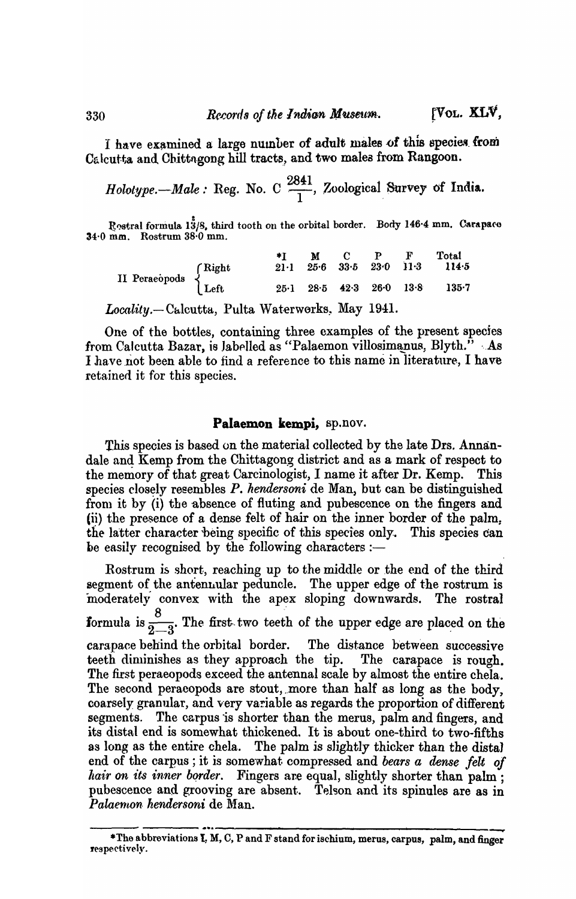I have examined a large number of adult males of this species from Calcutta and Chittagong hill tracts, and two males from Rangoon.

*Holotype.—Male* : Reg. No. C $\frac{2841}{1}$, Zoological Survey of India.

Rostral formula 13/8, third tooth on the orbital border. Body 146·4 mm. Carapace 34·0 mm. Rostrum 38·0 mm.

| | | *I | M | C | P | F | Total |
|---|---|---|---|---|---|---|---|
| II Peraeopods | Right | 21·1 | 25·6 | 33·5 | 23·0 | 11·3 | 114·5 |
| | Left | 25·1 | 28·5 | 42·3 | 26·0 | 13·8 | 135·7 |

*Locality.*—Calcutta, Pulta Waterworks, May 1941.

One of the bottles, containing three examples of the present species from Calcutta Bazar, is labelled as "Palaemon villosimanus, Blyth." As I have not been able to find a reference to this name in literature, I have retained it for this species.

## Palaemon kempi, sp.nov.

This species is based on the material collected by the late Drs. Annandale and Kemp from the Chittagong district and as a mark of respect to the memory of that great Carcinologist, I name it after Dr. Kemp. This species closely resembles *P. hendersoni* de Man, but can be distinguished from it by (i) the absence of fluting and pubescence on the fingers and (ii) the presence of a dense felt of hair on the inner border of the palm, the latter character being specific of this species only. This species can be easily recognised by the following characters :—

Rostrum is short, reaching up to the middle or the end of the third segment of the antennular peduncle. The upper edge of the rostrum is moderately convex with the apex sloping downwards. The rostral formula is $\frac{8}{2-3}$. The first two teeth of the upper edge are placed on the carapace behind the orbital border. The distance between successive teeth diminishes as they approach the tip. The carapace is rough. The first peraeopods exceed the antennal scale by almost the entire chela. The second peraeopods are stout, more than half as long as the body, coarsely granular, and very variable as regards the proportion of different segments. The carpus is shorter than the merus, palm and fingers, and its distal end is somewhat thickened. It is about one-third to two-fifths as long as the entire chela. The palm is slightly thicker than the distal end of the carpus ; it is somewhat compressed and *bears a dense felt of hair on its inner border*. Fingers are equal, slightly shorter than palm ; pubescence and grooving are absent. Telson and its spinules are as in *Palaemon hendersoni* de Man.

*The abbreviations I, M, C, P and F stand for ischium, merus, carpus, palm, and finger respectively.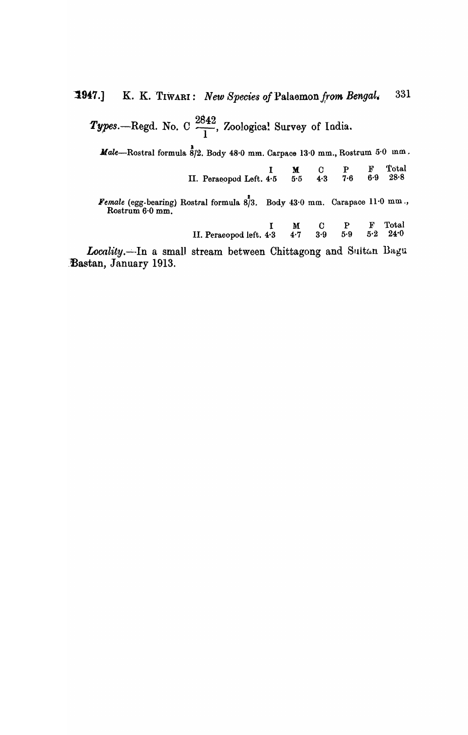*Types*.—Regd. No. C $\frac{2842}{1}$, Zoological Survey of India.

*Male*—Rostral formula $\overset{3}{8}/2$. Body 48·0 mm. Carpace 13·0 mm., Rostrum 5·0 mm.

| | I | M | C | P | F | Total |
|---|---|---|---|---|---|---|
| II. Peraeopod Left. | 4·5 | 5·5 | 4·3 | 7·6 | 6·9 | 28·8 |

*Female* (egg-bearing) Rostral formula $\overset{2}{8}/3$. Body 43·0 mm. Carapace 11·0 mm., Rostrum 6·0 mm.

| | I | M | C | P | F | Total |
|---|---|---|---|---|---|---|
| II. Peraeopod left. | 4·3 | 4·7 | 3·9 | 5·9 | 5·2 | 24·0 |

*Locality*.—In a small stream between Chittagong and Sultan Bagu Bastan, January 1913.